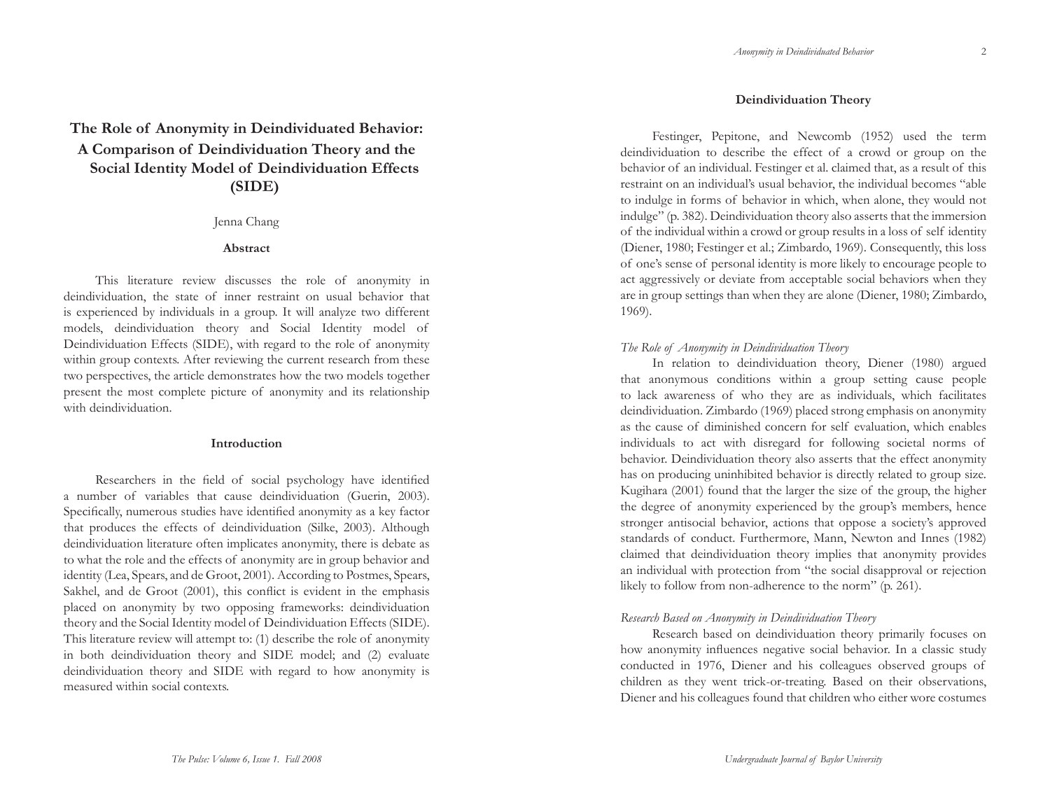# The Role of Anonymity in Deindividuated Behavior: A Comparison of Deindividuation Theory and the Social Identity Model of Deindividuation Effects (SIDE)

Jenna Chang

## Abstract

This literature review discusses the role of anonymity in deindividuation, the state of inner restraint on usual behavior that is experienced by individuals in a group. It will analyze two different models, deindividuation theory and Social Identity model of Deindividuation Effects (SIDE), with regard to the role of anonymity within group contexts. After reviewing the current research from these two perspectives, the article demonstrates how the two models together present the most complete picture of anonymity and its relationship with deindividuation.

## Introduction

Researchers in the field of social psychology have identified a number of variables that cause deindividuation (Guerin, 2003). Specifically, numerous studies have identified anonymity as a key factor that produces the effects of deindividuation (Silke, 2003). Although deindividuation literature often implicates anonymity, there is debate as to what the role and the effects of anonymity are in group behavior and identity (Lea, Spears, and de Groot, 2001). According to Postmes, Spears, Sakhel, and de Groot (2001), this conflict is evident in the emphasis placed on anonymity by two opposing frameworks: deindividuation theory and the Social Identity model of Deindividuation Effects (SIDE). This literature review will attempt to: (1) describe the role of anonymity in both deindividuation theory and SIDE model; and (2) evaluate deindividuation theory and SIDE with regard to how anonymity is measured within social contexts.

## Deindividuation Theory

Festinger, Pepitone, and Newcomb (1952) used the term deindividuation to describe the effect of a crowd or group on the behavior of an individual. Festinger et al. claimed that, as a result of this restraint on an individual's usual behavior, the individual becomes "able to indulge in forms of behavior in which, when alone, they would not indulge" (p. 382). Deindividuation theory also asserts that the immersion of the individual within a crowd or group results in a loss of self identity (Diener, 1980; Festinger et al.; Zimbardo, 1969). Consequently, this loss of one's sense of personal identity is more likely to encourage people to act aggressively or deviate from acceptable social behaviors when they are in group settings than when they are alone (Diener, 1980; Zimbardo, 1969).

### *The Role of Anonymity in Deindividuation Theory*

In relation to deindividuation theory, Diener (1980) argued that anonymous conditions within a group setting cause people to lack awareness of who they are as individuals, which facilitates deindividuation. Zimbardo (1969) placed strong emphasis on anonymity as the cause of diminished concern for self evaluation, which enables individuals to act with disregard for following societal norms of behavior. Deindividuation theory also asserts that the effect anonymity has on producing uninhibited behavior is directly related to group size. Kugihara (2001) found that the larger the size of the group, the higher the degree of anonymity experienced by the group's members, hence stronger antisocial behavior, actions that oppose a society's approved standards of conduct. Furthermore, Mann, Newton and Innes (1982) claimed that deindividuation theory implies that anonymity provides an individual with protection from "the social disapproval or rejection likely to follow from non-adherence to the norm" (p. 261).

### *Research Based on Anonymity in Deindividuation Theory*

Research based on deindividuation theory primarily focuses on how anonymity influences negative social behavior. In a classic study conducted in 1976, Diener and his colleagues observed groups of children as they went trick-or-treating. Based on their observations, Diener and his colleagues found that children who either wore costumes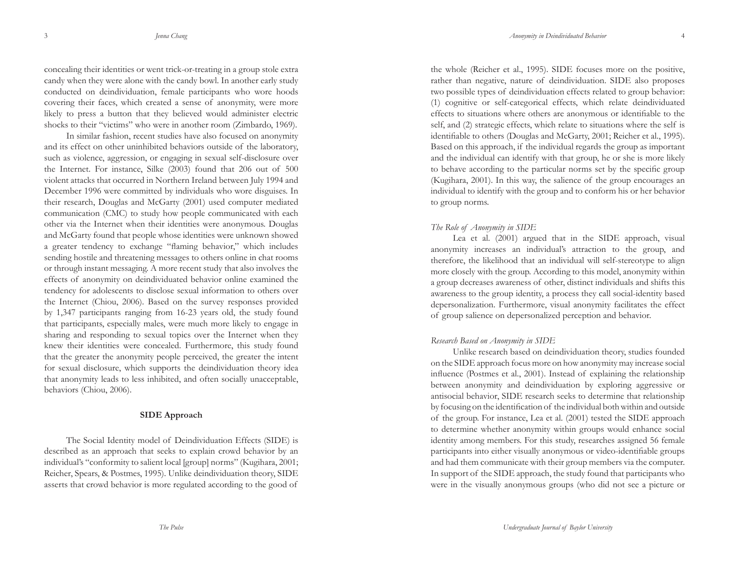concealing their identities or went trick-or-treating in a group stole extra candy when they were alone with the candy bowl. In another early study conducted on deindividuation, female participants who wore hoods covering their faces, which created a sense of anonymity, were more likely to press a button that they believed would administer electric shocks to their "victims" who were in another room (Zimbardo, 1969).

In similar fashion, recent studies have also focused on anonymity and its effect on other uninhibited behaviors outside of the laboratory, such as violence, aggression, or engaging in sexual self-disclosure over the Internet. For instance, Silke (2003) found that 206 out of 500 violent attacks that occurred in Northern Ireland between July 1994 and December 1996 were committed by individuals who wore disguises. In their research, Douglas and McGarty (2001) used computer mediated communication (CMC) to study how people communicated with each other via the Internet when their identities were anonymous. Douglas and McGarty found that people whose identities were unknown showed a greater tendency to exchange "flaming behavior," which includes sending hostile and threatening messages to others online in chat rooms or through instant messaging. A more recent study that also involves the effects of anonymity on deindividuated behavior online examined the tendency for adolescents to disclose sexual information to others over the Internet (Chiou, 2006). Based on the survey responses provided by 1,347 participants ranging from 16-23 years old, the study found that participants, especially males, were much more likely to engage in sharing and responding to sexual topics over the Internet when they knew their identities were concealed. Furthermore, this study found that the greater the anonymity people perceived, the greater the intent for sexual disclosure, which supports the deindividuation theory idea that anonymity leads to less inhibited, and often socially unacceptable, behaviors (Chiou, 2006).

## SIDE Approach

The Social Identity model of Deindividuation Effects (SIDE) is described as an approach that seeks to explain crowd behavior by an individual's "conformity to salient local [group] norms" (Kugihara, 2001; Reicher, Spears, & Postmes, 1995). Unlike deindividuation theory, SIDE asserts that crowd behavior is more regulated according to the good of the whole (Reicher et al., 1995). SIDE focuses more on the positive, rather than negative, nature of deindividuation. SIDE also proposes two possible types of deindividuation effects related to group behavior: (1) cognitive or self-categorical effects, which relate deindividuated effects to situations where others are anonymous or identifiable to the self, and (2) strategic effects, which relate to situations where the self is identifiable to others (Douglas and McGarty, 2001; Reicher et al., 1995). Based on this approach, if the individual regards the group as important and the individual can identify with that group, he or she is more likely to behave according to the particular norms set by the specific group (Kugihara, 2001). In this way, the salience of the group encourages an individual to identify with the group and to conform his or her behavior to group norms.

### *The Role of Anonymity in SIDE*

Lea et al. (2001) argued that in the SIDE approach, visual anonymity increases an individual's attraction to the group, and therefore, the likelihood that an individual will self-stereotype to align more closely with the group. According to this model, anonymity within a group decreases awareness of other, distinct individuals and shifts this awareness to the group identity, a process they call social-identity based depersonalization. Furthermore, visual anonymity facilitates the effect of group salience on depersonalized perception and behavior.

### *Research Based on Anonymity in SIDE*

Unlike research based on deindividuation theory, studies founded on the SIDE approach focus more on how anonymity may increase social influence (Postmes et al., 2001). Instead of explaining the relationship between anonymity and deindividuation by exploring aggressive or antisocial behavior, SIDE research seeks to determine that relationship by focusing on the identification of the individual both within and outside of the group. For instance, Lea et al. (2001) tested the SIDE approach to determine whether anonymity within groups would enhance social identity among members. For this study, researches assigned 56 female participants into either visually anonymous or video-identifiable groups and had them communicate with their group members via the computer. In support of the SIDE approach, the study found that participants who were in the visually anonymous groups (who did not see a picture or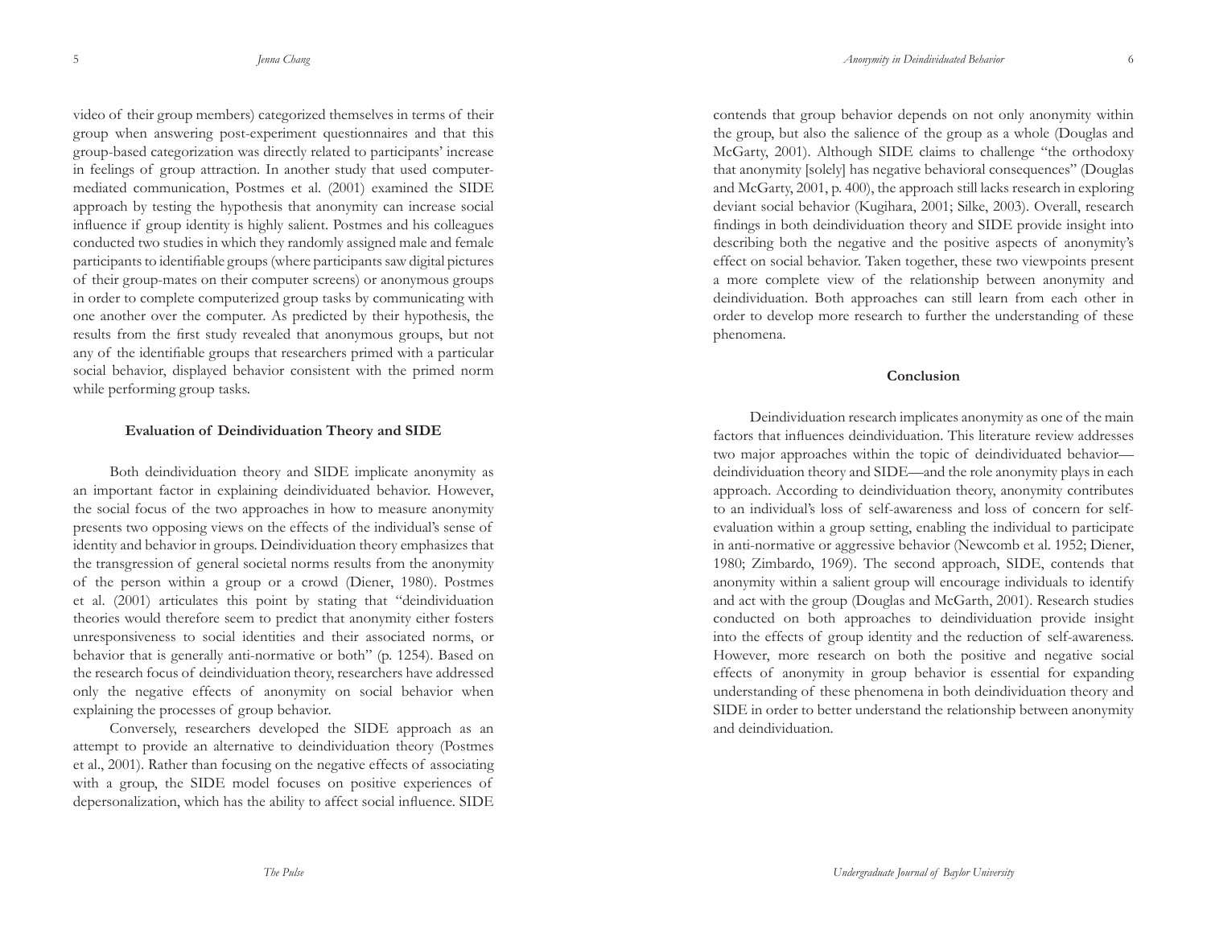video of their group members) categorized themselves in terms of their group when answering post-experiment questionnaires and that this group-based categorization was directly related to participants' increase in feelings of group attraction. In another study that used computer-mediated communication, Postmes et al. (2001) examined the SIDE approach by testing the hypothesis that anonymity can increase social influence if group identity is highly salient. Postmes and his colleagues conducted two studies in which they randomly assigned male and female participants to identifiable groups (where participants saw digital pictures of their group-mates on their computer screens) or anonymous groups in order to complete computerized group tasks by communicating with one another over the computer. As predicted by their hypothesis, the results from the first study revealed that anonymous groups, but not any of the identifiable groups that researchers primed with a particular social behavior, displayed behavior consistent with the primed norm while performing group tasks.

**Evaluation of Deindividuation Theory and SIDE**

Both deindividuation theory and SIDE implicate anonymity as an important factor in explaining deindividuated behavior. However, the social focus of the two approaches in how to measure anonymity presents two opposing views on the effects of the individual's sense of identity and behavior in groups. Deindividuation theory emphasizes that the transgression of general societal norms results from the anonymity of the person within a group or a crowd (Diener, 1980). Postmes et al. (2001) articulates this point by stating that "deindividuation theories would therefore seem to predict that anonymity either fosters unresponsiveness to social identities and their associated norms, or behavior that is generally anti-normative or both" (p. 1254). Based on the research focus of deindividuation theory, researchers have addressed only the negative effects of anonymity on social behavior when explaining the processes of group behavior.

Conversely, researchers developed the SIDE approach as an attempt to provide an alternative to deindividuation theory (Postmes et al., 2001). Rather than focusing on the negative effects of associating with a group, the SIDE model focuses on positive experiences of depersonalization, which has the ability to affect social influence. SIDE contends that group behavior depends on not only anonymity within the group, but also the salience of the group as a whole (Douglas and McGarty, 2001). Although SIDE claims to challenge "the orthodoxy that anonymity [solely] has negative behavioral consequences" (Douglas and McGarty, 2001, p. 400), the approach still lacks research in exploring deviant social behavior (Kugihara, 2001; Silke, 2003). Overall, research findings in both deindividuation theory and SIDE provide insight into describing both the negative and the positive aspects of anonymity's effect on social behavior. Taken together, these two viewpoints present a more complete view of the relationship between anonymity and deindividuation. Both approaches can still learn from each other in order to develop more research to further the understanding of these phenomena.

**Conclusion**

Deindividuation research implicates anonymity as one of the main factors that influences deindividuation. This literature review addresses two major approaches within the topic of deindividuated behavior—deindividuation theory and SIDE—and the role anonymity plays in each approach. According to deindividuation theory, anonymity contributes to an individual's loss of self-awareness and loss of concern for self-evaluation within a group setting, enabling the individual to participate in anti-normative or aggressive behavior (Newcomb et al. 1952; Diener, 1980; Zimbardo, 1969). The second approach, SIDE, contends that anonymity within a salient group will encourage individuals to identify and act with the group (Douglas and McGarth, 2001). Research studies conducted on both approaches to deindividuation provide insight into the effects of group identity and the reduction of self-awareness. However, more research on both the positive and negative social effects of anonymity in group behavior is essential for expanding understanding of these phenomena in both deindividuation theory and SIDE in order to better understand the relationship between anonymity and deindividuation.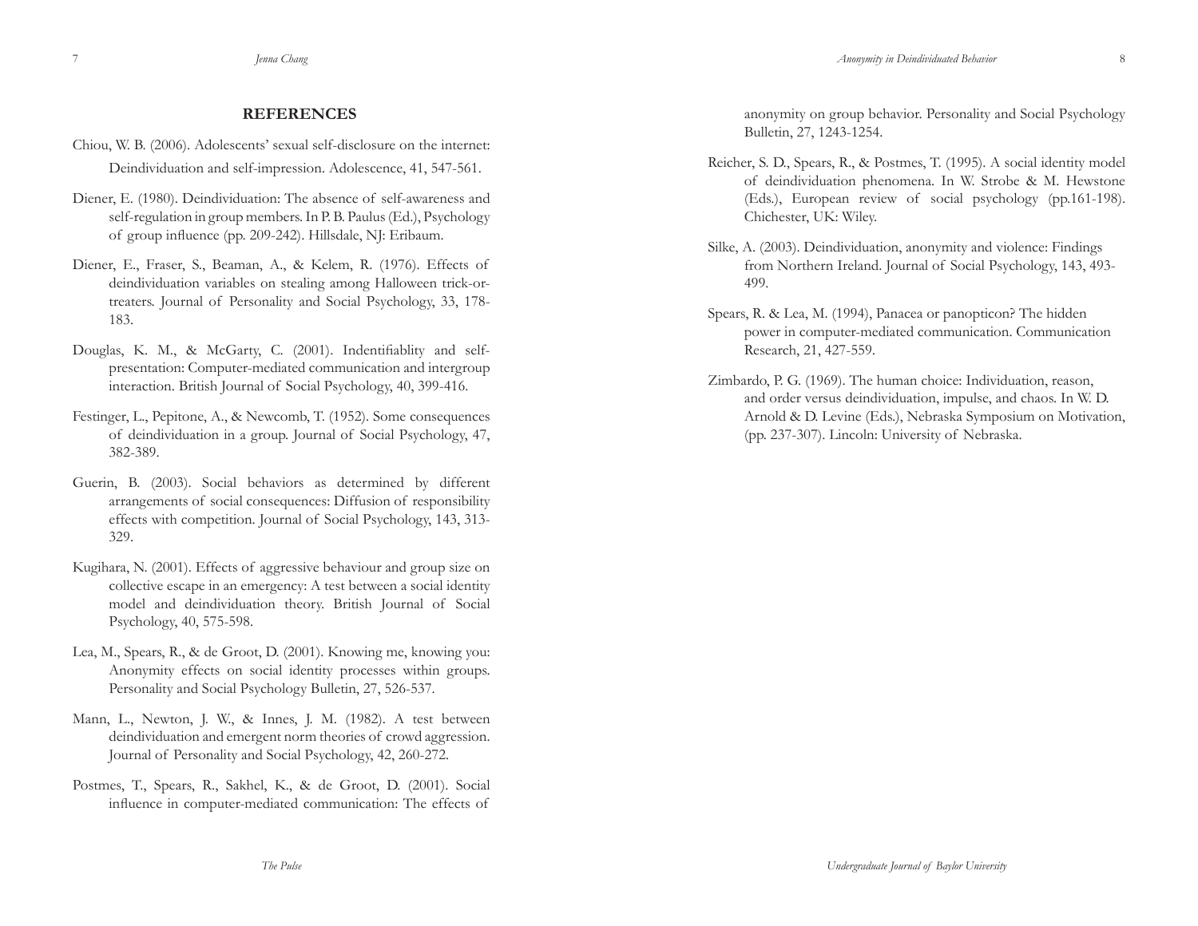## REFERENCES

Chiou, W. B. (2006). Adolescents' sexual self-disclosure on the internet: Deindividuation and self-impression. Adolescence, 41, 547-561.

Diener, E. (1980). Deindividuation: The absence of self-awareness and self-regulation in group members. In P. B. Paulus (Ed.), Psychology of group influence (pp. 209-242). Hillsdale, NJ: Eribaum.

Diener, E., Fraser, S., Beaman, A., & Kelem, R. (1976). Effects of deindividuation variables on stealing among Halloween trick-or-treaters. Journal of Personality and Social Psychology, 33, 178-183.

Douglas, K. M., & McGarty, C. (2001). Indentifiablity and self-presentation: Computer-mediated communication and intergroup interaction. British Journal of Social Psychology, 40, 399-416.

Festinger, L., Pepitone, A., & Newcomb, T. (1952). Some consequences of deindividuation in a group. Journal of Social Psychology, 47, 382-389.

Guerin, B. (2003). Social behaviors as determined by different arrangements of social consequences: Diffusion of responsibility effects with competition. Journal of Social Psychology, 143, 313-329.

Kugihara, N. (2001). Effects of aggressive behaviour and group size on collective escape in an emergency: A test between a social identity model and deindividuation theory. British Journal of Social Psychology, 40, 575-598.

Lea, M., Spears, R., & de Groot, D. (2001). Knowing me, knowing you: Anonymity effects on social identity processes within groups. Personality and Social Psychology Bulletin, 27, 526-537.

Mann, L., Newton, J. W., & Innes, J. M. (1982). A test between deindividuation and emergent norm theories of crowd aggression. Journal of Personality and Social Psychology, 42, 260-272.

Postmes, T., Spears, R., Sakhel, K., & de Groot, D. (2001). Social influence in computer-mediated communication: The effects of anonymity on group behavior. Personality and Social Psychology Bulletin, 27, 1243-1254.

Reicher, S. D., Spears, R., & Postmes, T. (1995). A social identity model of deindividuation phenomena. In W. Strobe & M. Hewstone (Eds.), European review of social psychology (pp.161-198). Chichester, UK: Wiley.

Silke, A. (2003). Deindividuation, anonymity and violence: Findings from Northern Ireland. Journal of Social Psychology, 143, 493-499.

Spears, R. & Lea, M. (1994), Panacea or panopticon? The hidden power in computer-mediated communication. Communication Research, 21, 427-559.

Zimbardo, P. G. (1969). The human choice: Individuation, reason, and order versus deindividuation, impulse, and chaos. In W. D. Arnold & D. Levine (Eds.), Nebraska Symposium on Motivation, (pp. 237-307). Lincoln: University of Nebraska.